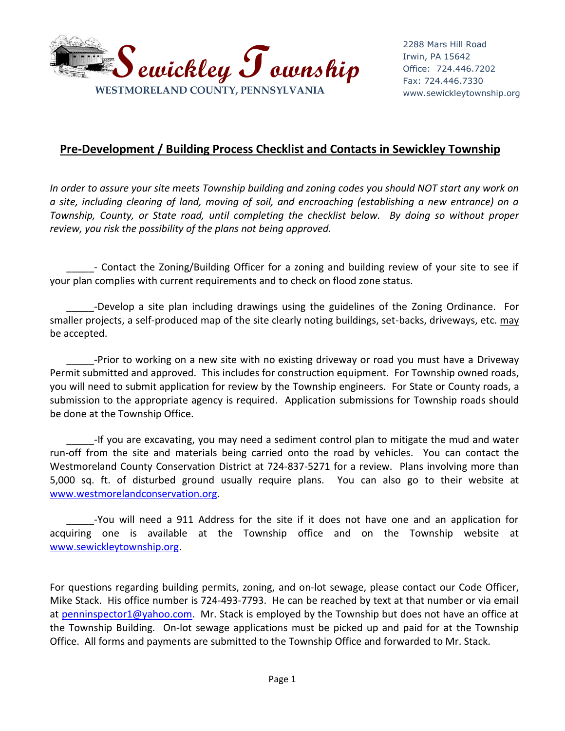**Sewickley Township**

**WESTMORELAND COUNTY, PENNSYLVANIA**

2288 Mars Hill Road
Irwin, PA 15642
Office: 724.446.7202
Fax: 724.446.7330
www.sewickleytownship.org

## Pre-Development / Building Process Checklist and Contacts in Sewickley Township

*In order to assure your site meets Township building and zoning codes you should NOT start any work on a site, including clearing of land, moving of soil, and encroaching (establishing a new entrance) on a Township, County, or State road, until completing the checklist below. By doing so without proper review, you risk the possibility of the plans not being approved.*

_____- Contact the Zoning/Building Officer for a zoning and building review of your site to see if your plan complies with current requirements and to check on flood zone status.

_____-Develop a site plan including drawings using the guidelines of the Zoning Ordinance. For smaller projects, a self-produced map of the site clearly noting buildings, set-backs, driveways, etc. may be accepted.

_____-Prior to working on a new site with no existing driveway or road you must have a Driveway Permit submitted and approved. This includes for construction equipment. For Township owned roads, you will need to submit application for review by the Township engineers. For State or County roads, a submission to the appropriate agency is required. Application submissions for Township roads should be done at the Township Office.

_____-If you are excavating, you may need a sediment control plan to mitigate the mud and water run-off from the site and materials being carried onto the road by vehicles. You can contact the Westmoreland County Conservation District at 724-837-5271 for a review. Plans involving more than 5,000 sq. ft. of disturbed ground usually require plans. You can also go to their website at www.westmorelandconservation.org.

_____-You will need a 911 Address for the site if it does not have one and an application for acquiring one is available at the Township office and on the Township website at www.sewickleytownship.org.

For questions regarding building permits, zoning, and on-lot sewage, please contact our Code Officer, Mike Stack. His office number is 724-493-7793. He can be reached by text at that number or via email at penninspector1@yahoo.com. Mr. Stack is employed by the Township but does not have an office at the Township Building. On-lot sewage applications must be picked up and paid for at the Township Office. All forms and payments are submitted to the Township Office and forwarded to Mr. Stack.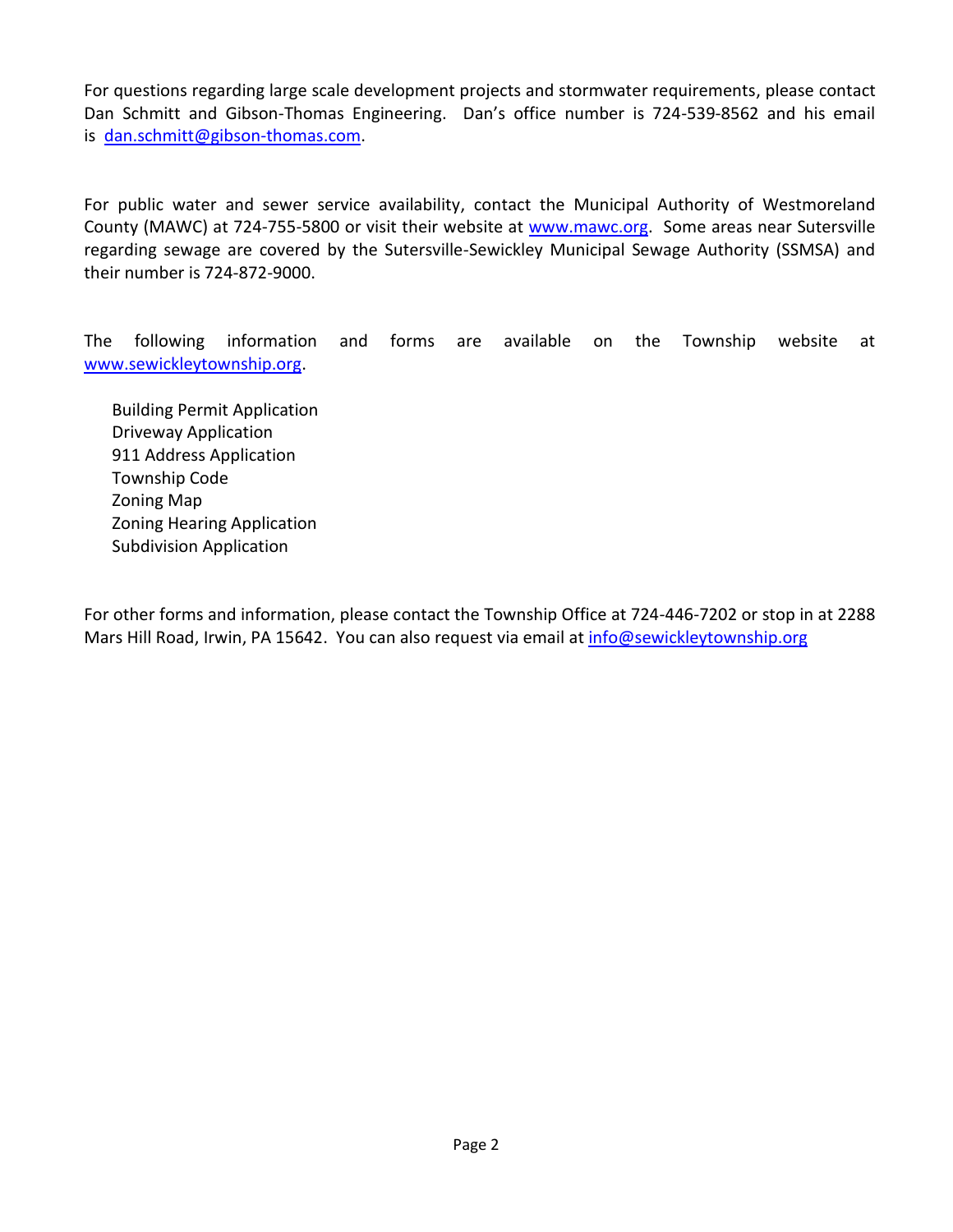For questions regarding large scale development projects and stormwater requirements, please contact Dan Schmitt and Gibson-Thomas Engineering. Dan's office number is 724-539-8562 and his email is dan.schmitt@gibson-thomas.com.

For public water and sewer service availability, contact the Municipal Authority of Westmoreland County (MAWC) at 724-755-5800 or visit their website at www.mawc.org. Some areas near Sutersville regarding sewage are covered by the Sutersville-Sewickley Municipal Sewage Authority (SSMSA) and their number is 724-872-9000.

The following information and forms are available on the Township website at www.sewickleytownship.org.

- Building Permit Application
- Driveway Application
- 911 Address Application
- Township Code
- Zoning Map
- Zoning Hearing Application
- Subdivision Application

For other forms and information, please contact the Township Office at 724-446-7202 or stop in at 2288 Mars Hill Road, Irwin, PA 15642. You can also request via email at info@sewickleytownship.org